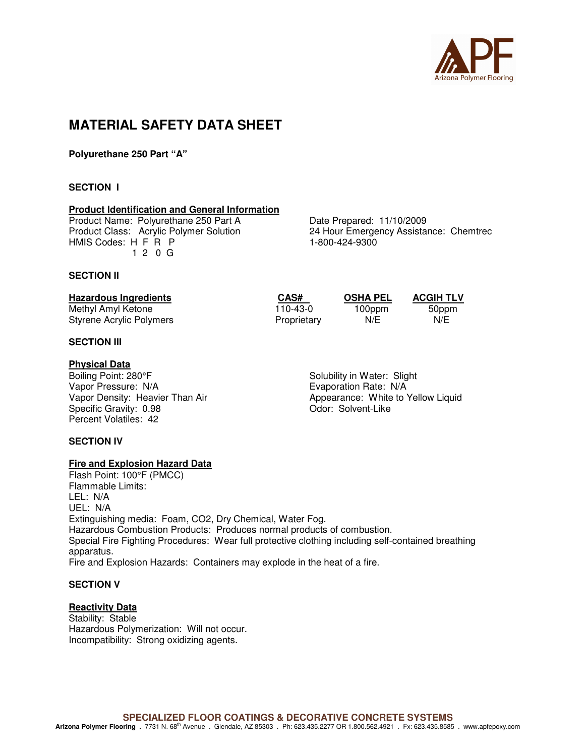# MATERIAL SAFETY DATA SHEET

**Polyurethane 250 Part "A"**

## SECTION I

### Product Identification and General Information

Product Name: Polyurethane 250 Part A
Product Class: Acrylic Polymer Solution
HMIS Codes: H F R P
1 2 0 G

Date Prepared: 11/10/2009
24 Hour Emergency Assistance: Chemtrec
1-800-424-9300

## SECTION II

| Hazardous Ingredients | CAS# | OSHA PEL | ACGIH TLV |
|---|---|---|---|
| Methyl Amyl Ketone | 110-43-0 | 100ppm | 50ppm |
| Styrene Acrylic Polymers | Proprietary | N/E | N/E |

## SECTION III

### Physical Data

Boiling Point: 280°F
Vapor Pressure: N/A
Vapor Density: Heavier Than Air
Specific Gravity: 0.98
Percent Volatiles: 42

Solubility in Water: Slight
Evaporation Rate: N/A
Appearance: White to Yellow Liquid
Odor: Solvent-Like

## SECTION IV

### Fire and Explosion Hazard Data

Flash Point: 100°F (PMCC)
Flammable Limits:
LEL: N/A
UEL: N/A
Extinguishing media: Foam, CO2, Dry Chemical, Water Fog.
Hazardous Combustion Products: Produces normal products of combustion.
Special Fire Fighting Procedures: Wear full protective clothing including self-contained breathing apparatus.
Fire and Explosion Hazards: Containers may explode in the heat of a fire.

## SECTION V

### Reactivity Data

Stability: Stable
Hazardous Polymerization: Will not occur.
Incompatibility: Strong oxidizing agents.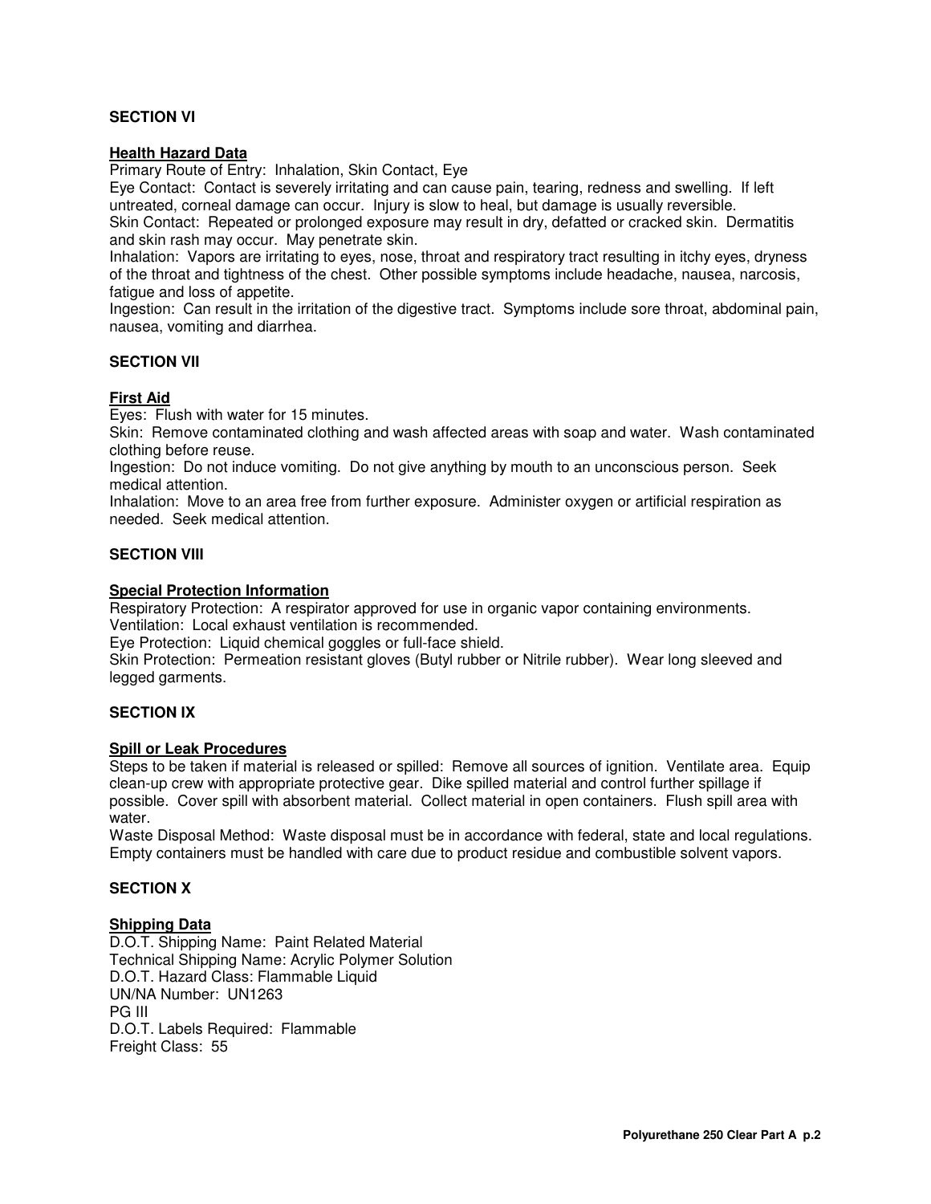## SECTION VI

**Health Hazard Data**

Primary Route of Entry: Inhalation, Skin Contact, Eye

Eye Contact: Contact is severely irritating and can cause pain, tearing, redness and swelling. If left untreated, corneal damage can occur. Injury is slow to heal, but damage is usually reversible.

Skin Contact: Repeated or prolonged exposure may result in dry, defatted or cracked skin. Dermatitis and skin rash may occur. May penetrate skin.

Inhalation: Vapors are irritating to eyes, nose, throat and respiratory tract resulting in itchy eyes, dryness of the throat and tightness of the chest. Other possible symptoms include headache, nausea, narcosis, fatigue and loss of appetite.

Ingestion: Can result in the irritation of the digestive tract. Symptoms include sore throat, abdominal pain, nausea, vomiting and diarrhea.

## SECTION VII

**First Aid**

Eyes: Flush with water for 15 minutes.

Skin: Remove contaminated clothing and wash affected areas with soap and water. Wash contaminated clothing before reuse.

Ingestion: Do not induce vomiting. Do not give anything by mouth to an unconscious person. Seek medical attention.

Inhalation: Move to an area free from further exposure. Administer oxygen or artificial respiration as needed. Seek medical attention.

## SECTION VIII

**Special Protection Information**

Respiratory Protection: A respirator approved for use in organic vapor containing environments.

Ventilation: Local exhaust ventilation is recommended.

Eye Protection: Liquid chemical goggles or full-face shield.

Skin Protection: Permeation resistant gloves (Butyl rubber or Nitrile rubber). Wear long sleeved and legged garments.

## SECTION IX

**Spill or Leak Procedures**

Steps to be taken if material is released or spilled: Remove all sources of ignition. Ventilate area. Equip clean-up crew with appropriate protective gear. Dike spilled material and control further spillage if possible. Cover spill with absorbent material. Collect material in open containers. Flush spill area with water.

Waste Disposal Method: Waste disposal must be in accordance with federal, state and local regulations. Empty containers must be handled with care due to product residue and combustible solvent vapors.

## SECTION X

**Shipping Data**

D.O.T. Shipping Name: Paint Related Material
Technical Shipping Name: Acrylic Polymer Solution
D.O.T. Hazard Class: Flammable Liquid
UN/NA Number: UN1263
PG III
D.O.T. Labels Required: Flammable
Freight Class: 55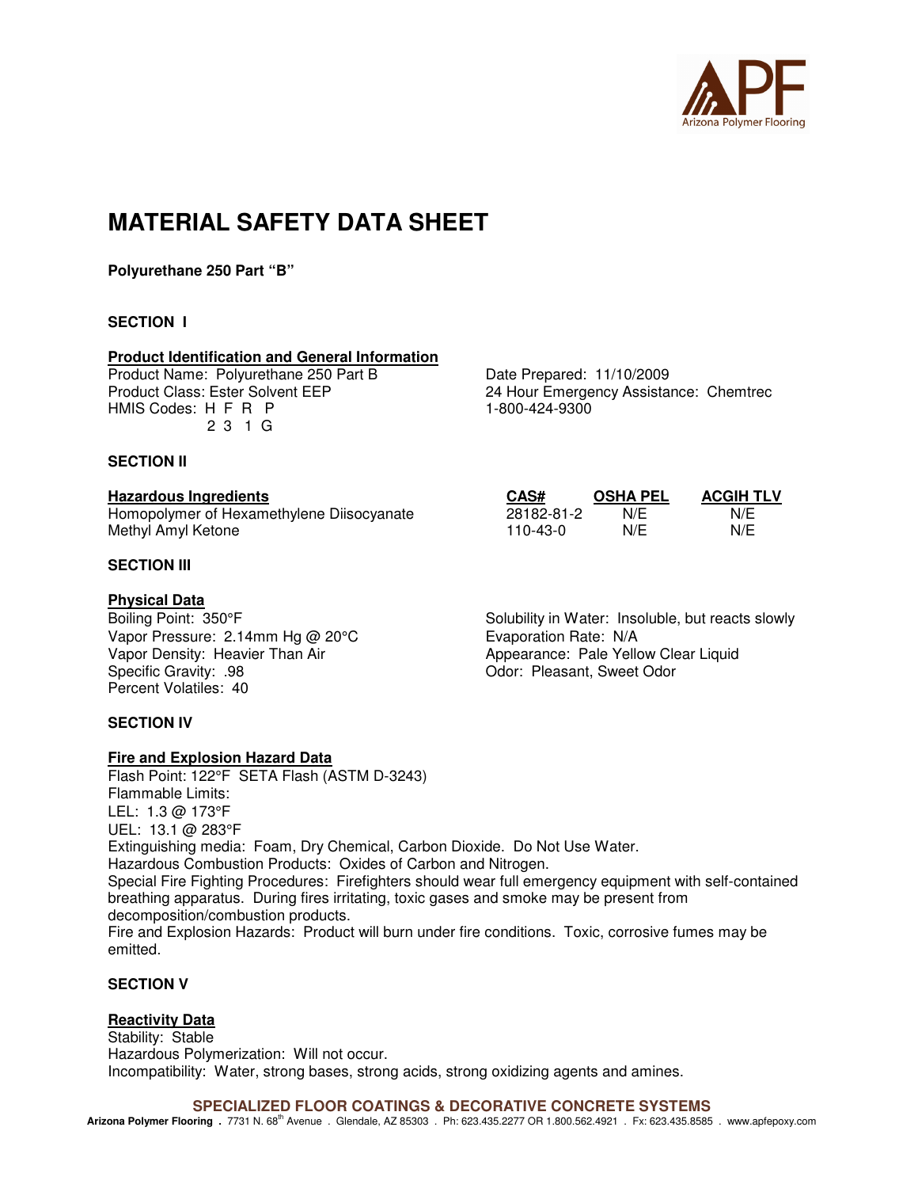# MATERIAL SAFETY DATA SHEET

**Polyurethane 250 Part "B"**

**SECTION I**

**Product Identification and General Information**

Product Name: Polyurethane 250 Part B
Product Class: Ester Solvent EEP
HMIS Codes: H F R P
2 3 1 G

Date Prepared: 11/10/2009
24 Hour Emergency Assistance: Chemtrec
1-800-424-9300

**SECTION II**

| Hazardous Ingredients | CAS# | OSHA PEL | ACGIH TLV |
|---|---|---|---|
| Homopolymer of Hexamethylene Diisocyanate | 28182-81-2 | N/E | N/E |
| Methyl Amyl Ketone | 110-43-0 | N/E | N/E |

**SECTION III**

**Physical Data**

Boiling Point: 350°F
Vapor Pressure: 2.14mm Hg @ 20°C
Vapor Density: Heavier Than Air
Specific Gravity: .98
Percent Volatiles: 40

Solubility in Water: Insoluble, but reacts slowly
Evaporation Rate: N/A
Appearance: Pale Yellow Clear Liquid
Odor: Pleasant, Sweet Odor

**SECTION IV**

**Fire and Explosion Hazard Data**

Flash Point: 122°F SETA Flash (ASTM D-3243)
Flammable Limits:
LEL: 1.3 @ 173°F
UEL: 13.1 @ 283°F
Extinguishing media: Foam, Dry Chemical, Carbon Dioxide. Do Not Use Water.
Hazardous Combustion Products: Oxides of Carbon and Nitrogen.
Special Fire Fighting Procedures: Firefighters should wear full emergency equipment with self-contained breathing apparatus. During fires irritating, toxic gases and smoke may be present from decomposition/combustion products.
Fire and Explosion Hazards: Product will burn under fire conditions. Toxic, corrosive fumes may be emitted.

**SECTION V**

**Reactivity Data**

Stability: Stable
Hazardous Polymerization: Will not occur.
Incompatibility: Water, strong bases, strong acids, strong oxidizing agents and amines.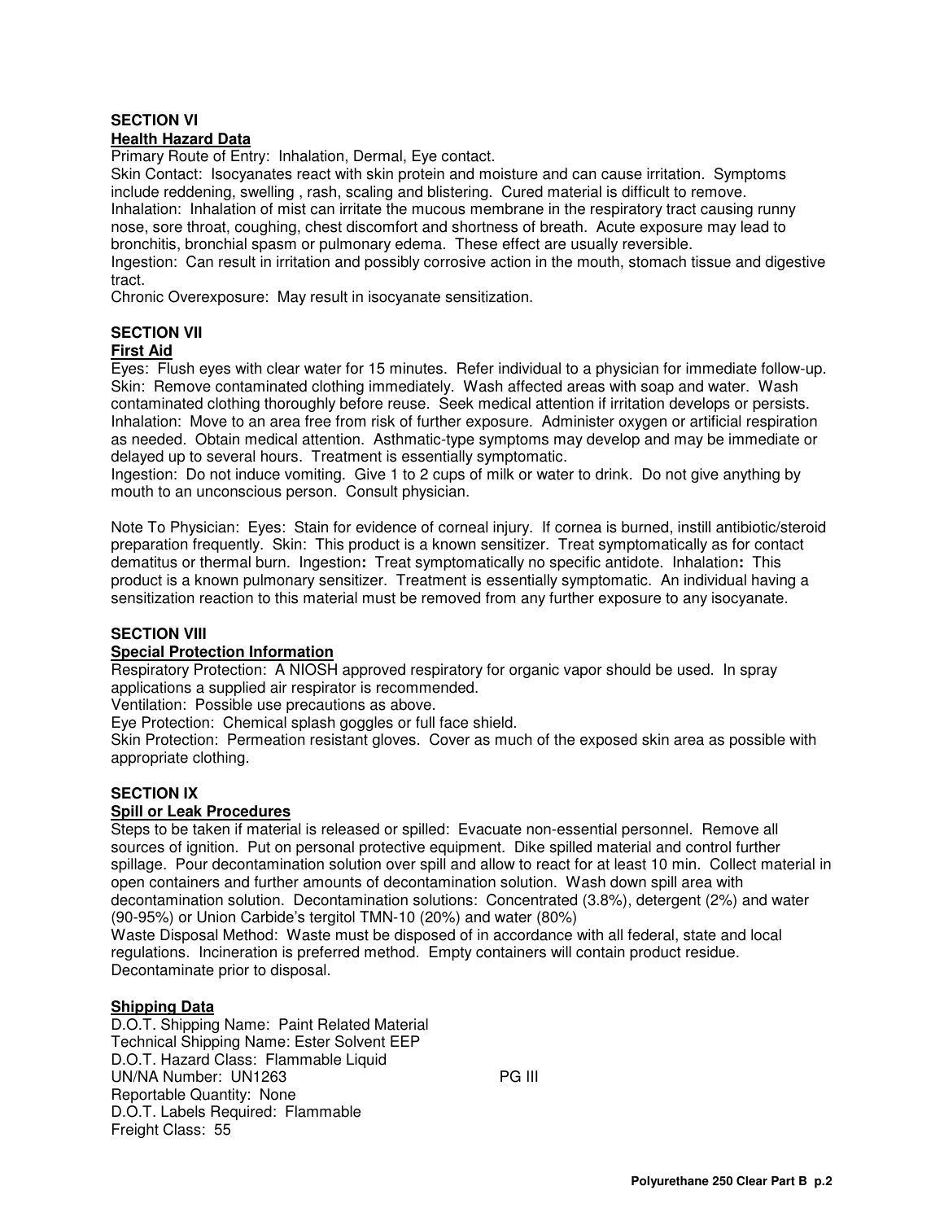## SECTION VI

### Health Hazard Data

Primary Route of Entry: Inhalation, Dermal, Eye contact.
Skin Contact: Isocyanates react with skin protein and moisture and can cause irritation. Symptoms include reddening, swelling , rash, scaling and blistering. Cured material is difficult to remove.
Inhalation: Inhalation of mist can irritate the mucous membrane in the respiratory tract causing runny nose, sore throat, coughing, chest discomfort and shortness of breath. Acute exposure may lead to bronchitis, bronchial spasm or pulmonary edema. These effect are usually reversible.
Ingestion: Can result in irritation and possibly corrosive action in the mouth, stomach tissue and digestive tract.
Chronic Overexposure: May result in isocyanate sensitization.

## SECTION VII

### First Aid

Eyes: Flush eyes with clear water for 15 minutes. Refer individual to a physician for immediate follow-up.
Skin: Remove contaminated clothing immediately. Wash affected areas with soap and water. Wash contaminated clothing thoroughly before reuse. Seek medical attention if irritation develops or persists.
Inhalation: Move to an area free from risk of further exposure. Administer oxygen or artificial respiration as needed. Obtain medical attention. Asthmatic-type symptoms may develop and may be immediate or delayed up to several hours. Treatment is essentially symptomatic.
Ingestion: Do not induce vomiting. Give 1 to 2 cups of milk or water to drink. Do not give anything by mouth to an unconscious person. Consult physician.

Note To Physician: Eyes: Stain for evidence of corneal injury. If cornea is burned, instill antibiotic/steroid preparation frequently. Skin: This product is a known sensitizer. Treat symptomatically as for contact dematitus or thermal burn. Ingestion**:** Treat symptomatically no specific antidote. Inhalation**:** This product is a known pulmonary sensitizer. Treatment is essentially symptomatic. An individual having a sensitization reaction to this material must be removed from any further exposure to any isocyanate.

## SECTION VIII

### Special Protection Information

Respiratory Protection: A NIOSH approved respiratory for organic vapor should be used. In spray applications a supplied air respirator is recommended.
Ventilation: Possible use precautions as above.
Eye Protection: Chemical splash goggles or full face shield.
Skin Protection: Permeation resistant gloves. Cover as much of the exposed skin area as possible with appropriate clothing.

## SECTION IX

### Spill or Leak Procedures

Steps to be taken if material is released or spilled: Evacuate non-essential personnel. Remove all sources of ignition. Put on personal protective equipment. Dike spilled material and control further spillage. Pour decontamination solution over spill and allow to react for at least 10 min. Collect material in open containers and further amounts of decontamination solution. Wash down spill area with decontamination solution. Decontamination solutions: Concentrated (3.8%), detergent (2%) and water (90-95%) or Union Carbide's tergitol TMN-10 (20%) and water (80%)
Waste Disposal Method: Waste must be disposed of in accordance with all federal, state and local regulations. Incineration is preferred method. Empty containers will contain product residue. Decontaminate prior to disposal.

### Shipping Data

D.O.T. Shipping Name: Paint Related Material
Technical Shipping Name: Ester Solvent EEP
D.O.T. Hazard Class: Flammable Liquid
UN/NA Number: UN1263 PG III
Reportable Quantity: None
D.O.T. Labels Required: Flammable
Freight Class: 55